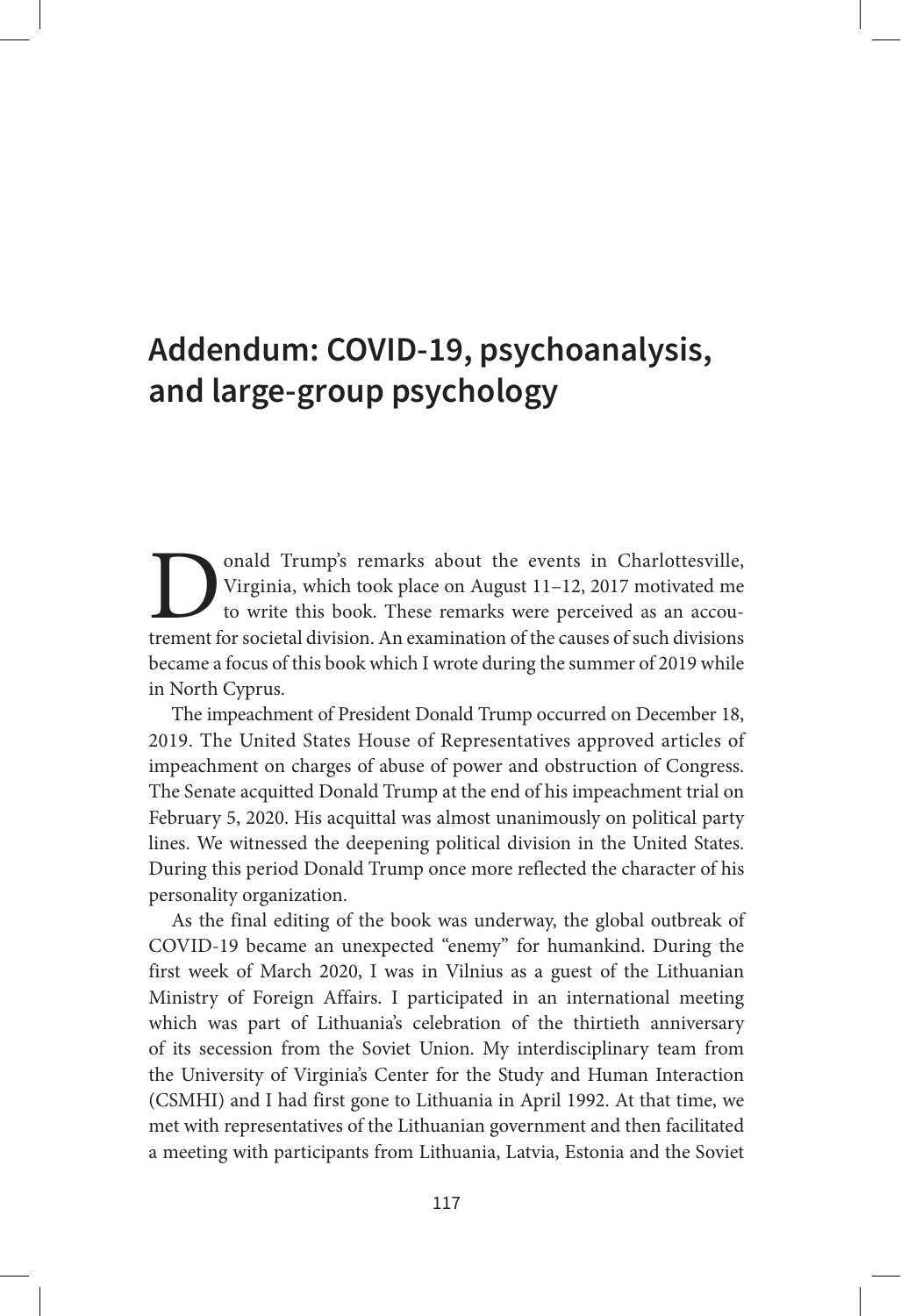# Addendum: COVID-19, psychoanalysis, and large-group psychology

Donald Trump's remarks about the events in Charlottesville, Virginia, which took place on August 11–12, 2017 motivated me to write this book. These remarks were perceived as an accoutrement for societal division. An examination of the causes of such divisions became a focus of this book which I wrote during the summer of 2019 while in North Cyprus.

The impeachment of President Donald Trump occurred on December 18, 2019. The United States House of Representatives approved articles of impeachment on charges of abuse of power and obstruction of Congress. The Senate acquitted Donald Trump at the end of his impeachment trial on February 5, 2020. His acquittal was almost unanimously on political party lines. We witnessed the deepening political division in the United States. During this period Donald Trump once more reflected the character of his personality organization.

As the final editing of the book was underway, the global outbreak of COVID-19 became an unexpected "enemy" for humankind. During the first week of March 2020, I was in Vilnius as a guest of the Lithuanian Ministry of Foreign Affairs. I participated in an international meeting which was part of Lithuania's celebration of the thirtieth anniversary of its secession from the Soviet Union. My interdisciplinary team from the University of Virginia's Center for the Study and Human Interaction (CSMHI) and I had first gone to Lithuania in April 1992. At that time, we met with representatives of the Lithuanian government and then facilitated a meeting with participants from Lithuania, Latvia, Estonia and the Soviet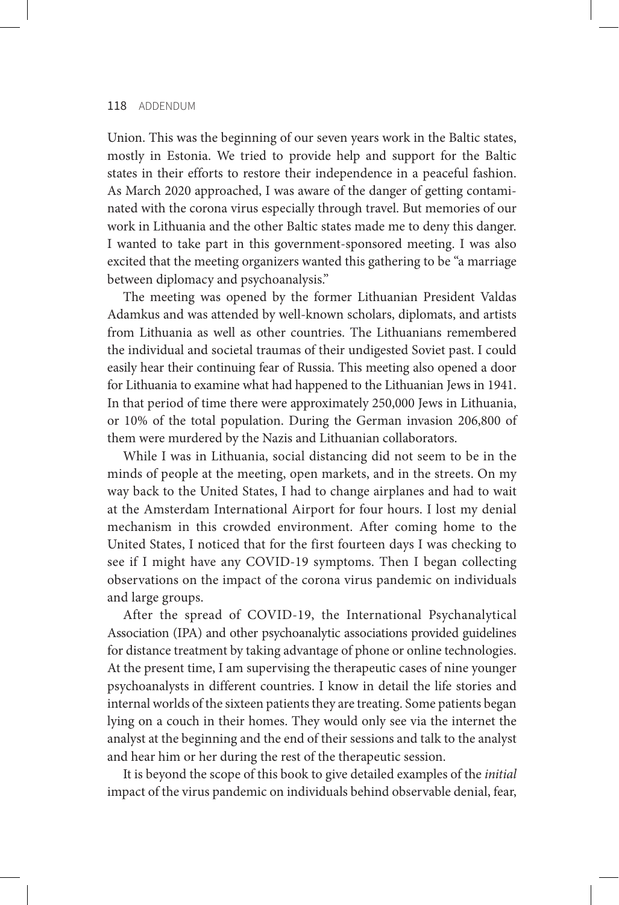Union. This was the beginning of our seven years work in the Baltic states, mostly in Estonia. We tried to provide help and support for the Baltic states in their efforts to restore their independence in a peaceful fashion. As March 2020 approached, I was aware of the danger of getting contaminated with the corona virus especially through travel. But memories of our work in Lithuania and the other Baltic states made me to deny this danger. I wanted to take part in this government-sponsored meeting. I was also excited that the meeting organizers wanted this gathering to be "a marriage between diplomacy and psychoanalysis."

The meeting was opened by the former Lithuanian President Valdas Adamkus and was attended by well-known scholars, diplomats, and artists from Lithuania as well as other countries. The Lithuanians remembered the individual and societal traumas of their undigested Soviet past. I could easily hear their continuing fear of Russia. This meeting also opened a door for Lithuania to examine what had happened to the Lithuanian Jews in 1941. In that period of time there were approximately 250,000 Jews in Lithuania, or 10% of the total population. During the German invasion 206,800 of them were murdered by the Nazis and Lithuanian collaborators.

While I was in Lithuania, social distancing did not seem to be in the minds of people at the meeting, open markets, and in the streets. On my way back to the United States, I had to change airplanes and had to wait at the Amsterdam International Airport for four hours. I lost my denial mechanism in this crowded environment. After coming home to the United States, I noticed that for the first fourteen days I was checking to see if I might have any COVID-19 symptoms. Then I began collecting observations on the impact of the corona virus pandemic on individuals and large groups.

After the spread of COVID-19, the International Psychanalytical Association (IPA) and other psychoanalytic associations provided guidelines for distance treatment by taking advantage of phone or online technologies. At the present time, I am supervising the therapeutic cases of nine younger psychoanalysts in different countries. I know in detail the life stories and internal worlds of the sixteen patients they are treating. Some patients began lying on a couch in their homes. They would only see via the internet the analyst at the beginning and the end of their sessions and talk to the analyst and hear him or her during the rest of the therapeutic session.

It is beyond the scope of this book to give detailed examples of the *initial* impact of the virus pandemic on individuals behind observable denial, fear,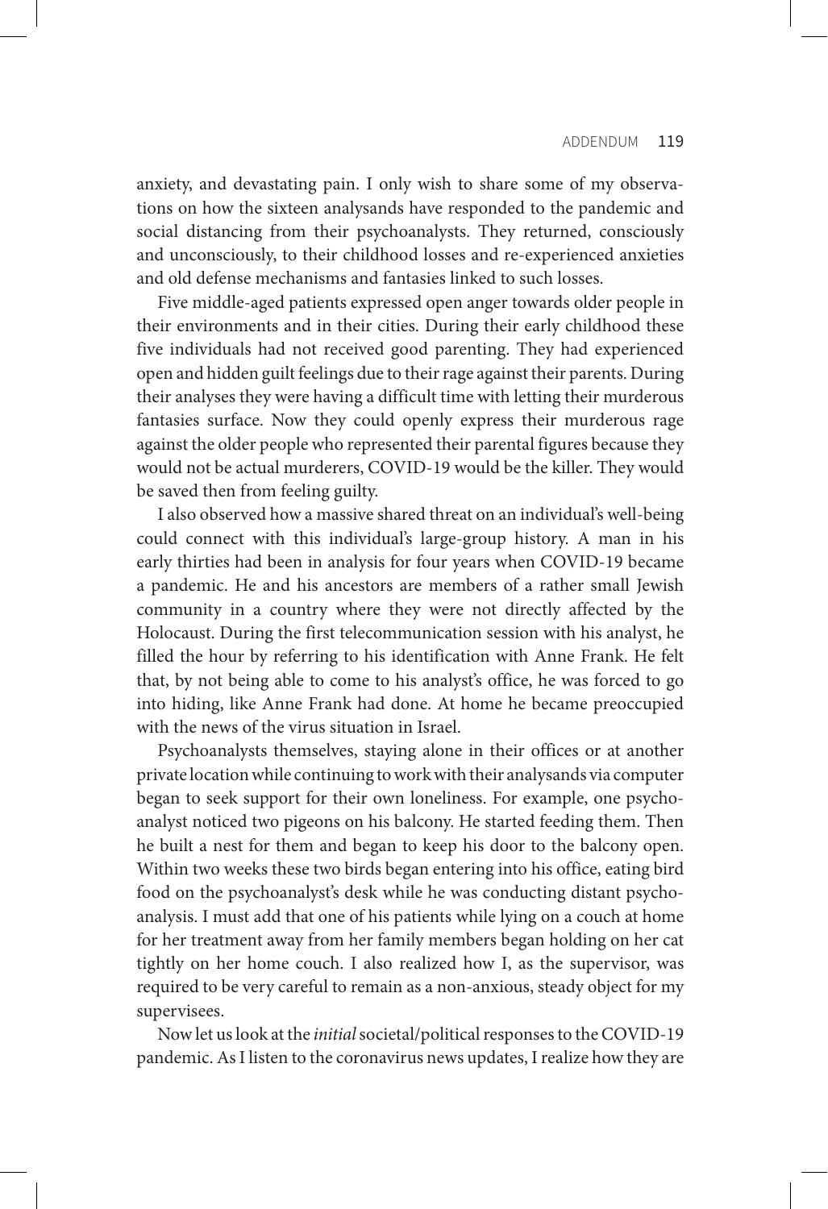anxiety, and devastating pain. I only wish to share some of my observations on how the sixteen analysands have responded to the pandemic and social distancing from their psychoanalysts. They returned, consciously and unconsciously, to their childhood losses and re-experienced anxieties and old defense mechanisms and fantasies linked to such losses.

Five middle-aged patients expressed open anger towards older people in their environments and in their cities. During their early childhood these five individuals had not received good parenting. They had experienced open and hidden guilt feelings due to their rage against their parents. During their analyses they were having a difficult time with letting their murderous fantasies surface. Now they could openly express their murderous rage against the older people who represented their parental figures because they would not be actual murderers, COVID-19 would be the killer. They would be saved then from feeling guilty.

I also observed how a massive shared threat on an individual's well-being could connect with this individual's large-group history. A man in his early thirties had been in analysis for four years when COVID-19 became a pandemic. He and his ancestors are members of a rather small Jewish community in a country where they were not directly affected by the Holocaust. During the first telecommunication session with his analyst, he filled the hour by referring to his identification with Anne Frank. He felt that, by not being able to come to his analyst's office, he was forced to go into hiding, like Anne Frank had done. At home he became preoccupied with the news of the virus situation in Israel.

Psychoanalysts themselves, staying alone in their offices or at another private location while continuing to work with their analysands via computer began to seek support for their own loneliness. For example, one psychoanalyst noticed two pigeons on his balcony. He started feeding them. Then he built a nest for them and began to keep his door to the balcony open. Within two weeks these two birds began entering into his office, eating bird food on the psychoanalyst's desk while he was conducting distant psychoanalysis. I must add that one of his patients while lying on a couch at home for her treatment away from her family members began holding on her cat tightly on her home couch. I also realized how I, as the supervisor, was required to be very careful to remain as a non-anxious, steady object for my supervisees.

Now let us look at the *initial* societal/political responses to the COVID-19 pandemic. As I listen to the coronavirus news updates, I realize how they are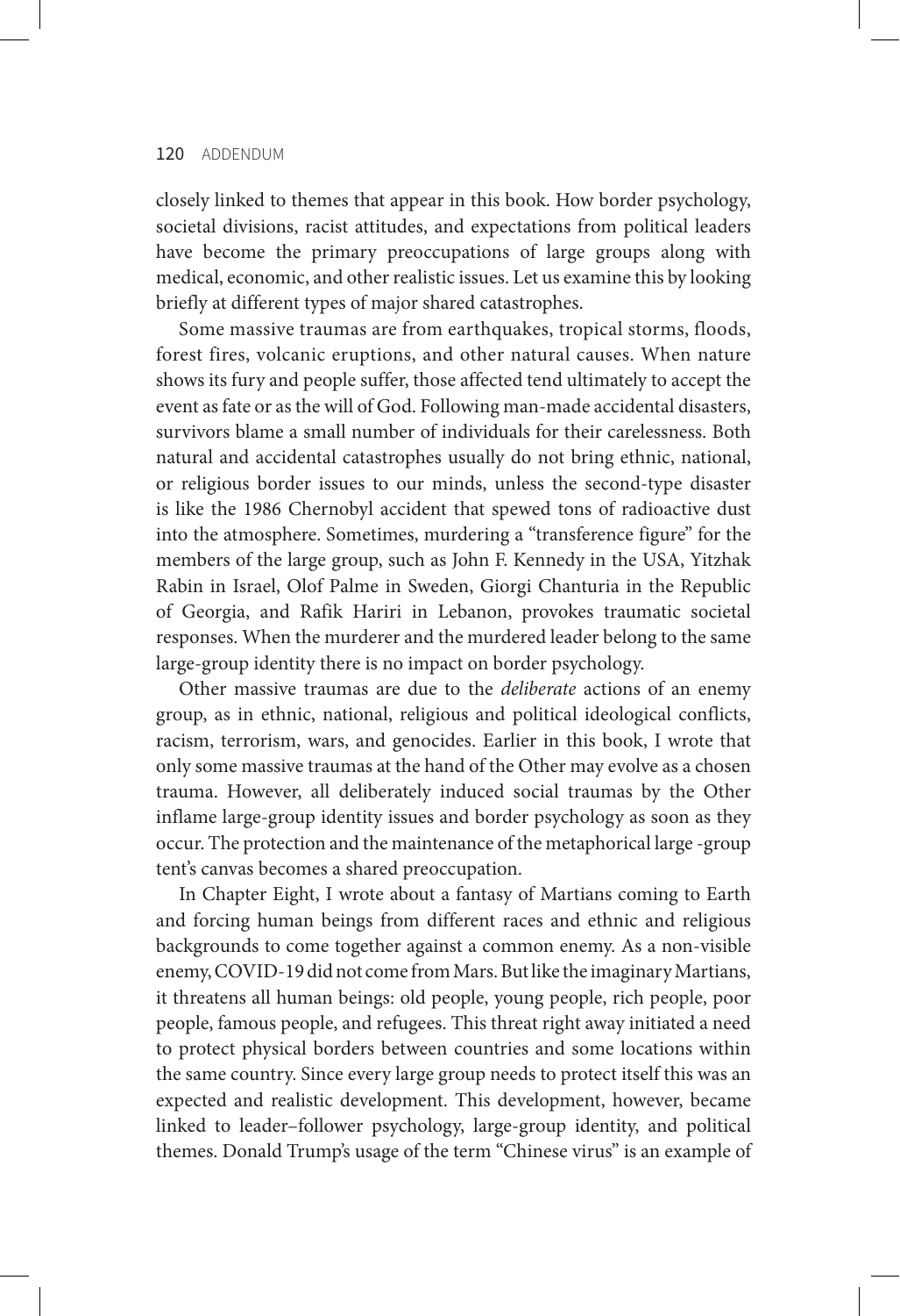closely linked to themes that appear in this book. How border psychology, societal divisions, racist attitudes, and expectations from political leaders have become the primary preoccupations of large groups along with medical, economic, and other realistic issues. Let us examine this by looking briefly at different types of major shared catastrophes.

Some massive traumas are from earthquakes, tropical storms, floods, forest fires, volcanic eruptions, and other natural causes. When nature shows its fury and people suffer, those affected tend ultimately to accept the event as fate or as the will of God. Following man-made accidental disasters, survivors blame a small number of individuals for their carelessness. Both natural and accidental catastrophes usually do not bring ethnic, national, or religious border issues to our minds, unless the second-type disaster is like the 1986 Chernobyl accident that spewed tons of radioactive dust into the atmosphere. Sometimes, murdering a "transference figure" for the members of the large group, such as John F. Kennedy in the USA, Yitzhak Rabin in Israel, Olof Palme in Sweden, Giorgi Chanturia in the Republic of Georgia, and Rafik Hariri in Lebanon, provokes traumatic societal responses. When the murderer and the murdered leader belong to the same large-group identity there is no impact on border psychology.

Other massive traumas are due to the *deliberate* actions of an enemy group, as in ethnic, national, religious and political ideological conflicts, racism, terrorism, wars, and genocides. Earlier in this book, I wrote that only some massive traumas at the hand of the Other may evolve as a chosen trauma. However, all deliberately induced social traumas by the Other inflame large-group identity issues and border psychology as soon as they occur. The protection and the maintenance of the metaphorical large -group tent's canvas becomes a shared preoccupation.

In Chapter Eight, I wrote about a fantasy of Martians coming to Earth and forcing human beings from different races and ethnic and religious backgrounds to come together against a common enemy. As a non-visible enemy, COVID-19 did not come from Mars. But like the imaginary Martians, it threatens all human beings: old people, young people, rich people, poor people, famous people, and refugees. This threat right away initiated a need to protect physical borders between countries and some locations within the same country. Since every large group needs to protect itself this was an expected and realistic development. This development, however, became linked to leader–follower psychology, large-group identity, and political themes. Donald Trump's usage of the term "Chinese virus" is an example of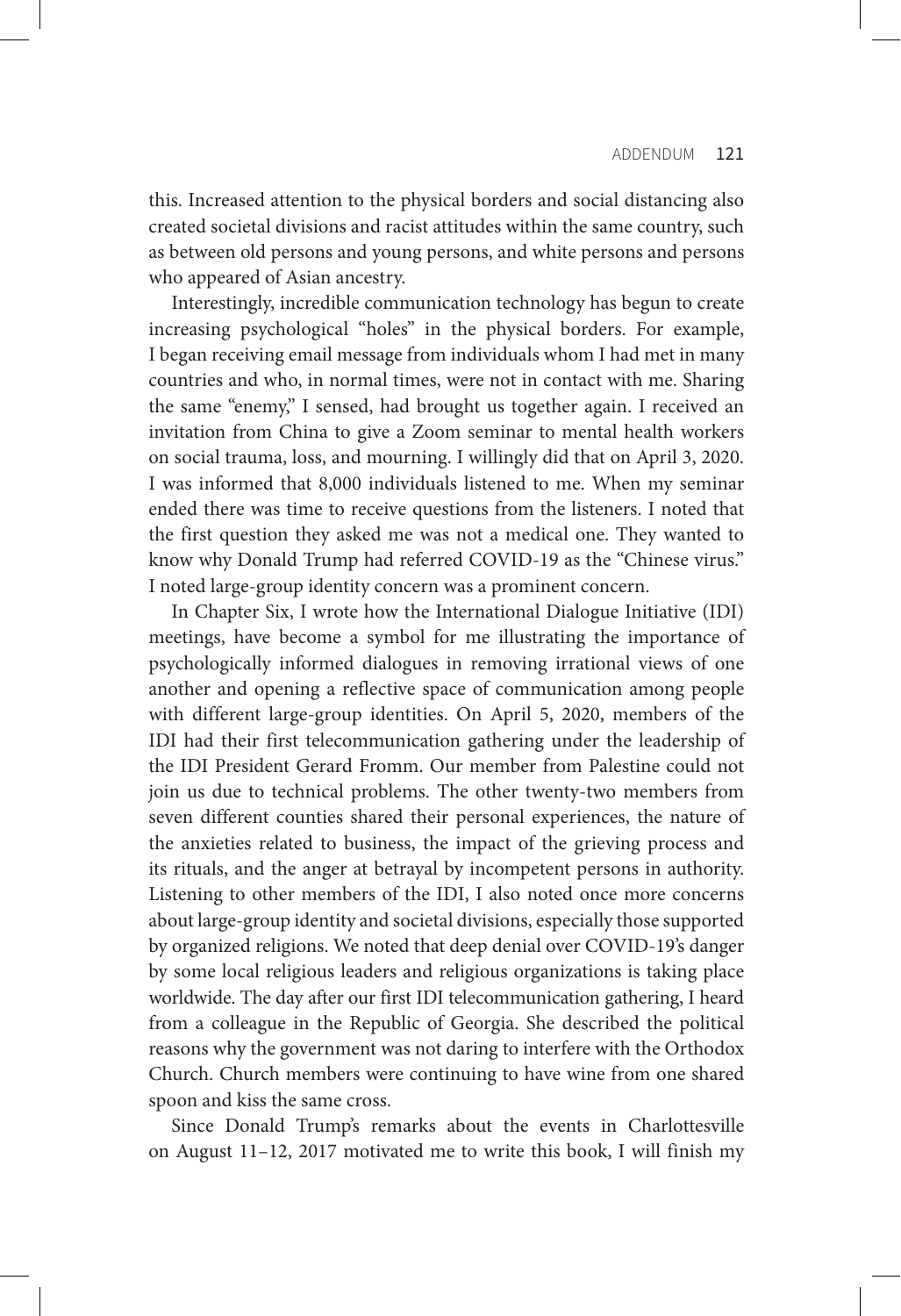this. Increased attention to the physical borders and social distancing also created societal divisions and racist attitudes within the same country, such as between old persons and young persons, and white persons and persons who appeared of Asian ancestry.

Interestingly, incredible communication technology has begun to create increasing psychological "holes" in the physical borders. For example, I began receiving email message from individuals whom I had met in many countries and who, in normal times, were not in contact with me. Sharing the same "enemy," I sensed, had brought us together again. I received an invitation from China to give a Zoom seminar to mental health workers on social trauma, loss, and mourning. I willingly did that on April 3, 2020. I was informed that 8,000 individuals listened to me. When my seminar ended there was time to receive questions from the listeners. I noted that the first question they asked me was not a medical one. They wanted to know why Donald Trump had referred COVID-19 as the "Chinese virus." I noted large-group identity concern was a prominent concern.

In Chapter Six, I wrote how the International Dialogue Initiative (IDI) meetings, have become a symbol for me illustrating the importance of psychologically informed dialogues in removing irrational views of one another and opening a reflective space of communication among people with different large-group identities. On April 5, 2020, members of the IDI had their first telecommunication gathering under the leadership of the IDI President Gerard Fromm. Our member from Palestine could not join us due to technical problems. The other twenty-two members from seven different counties shared their personal experiences, the nature of the anxieties related to business, the impact of the grieving process and its rituals, and the anger at betrayal by incompetent persons in authority. Listening to other members of the IDI, I also noted once more concerns about large-group identity and societal divisions, especially those supported by organized religions. We noted that deep denial over COVID-19's danger by some local religious leaders and religious organizations is taking place worldwide. The day after our first IDI telecommunication gathering, I heard from a colleague in the Republic of Georgia. She described the political reasons why the government was not daring to interfere with the Orthodox Church. Church members were continuing to have wine from one shared spoon and kiss the same cross.

Since Donald Trump's remarks about the events in Charlottesville on August 11–12, 2017 motivated me to write this book, I will finish my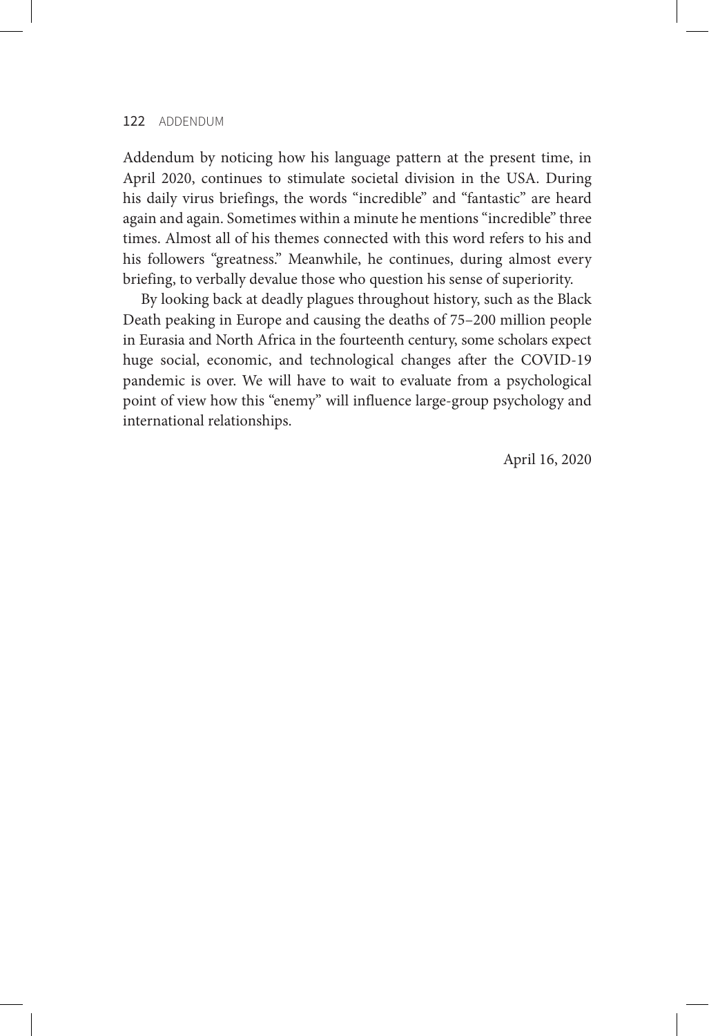Addendum by noticing how his language pattern at the present time, in April 2020, continues to stimulate societal division in the USA. During his daily virus briefings, the words "incredible" and "fantastic" are heard again and again. Sometimes within a minute he mentions "incredible" three times. Almost all of his themes connected with this word refers to his and his followers "greatness." Meanwhile, he continues, during almost every briefing, to verbally devalue those who question his sense of superiority.

By looking back at deadly plagues throughout history, such as the Black Death peaking in Europe and causing the deaths of 75–200 million people in Eurasia and North Africa in the fourteenth century, some scholars expect huge social, economic, and technological changes after the COVID-19 pandemic is over. We will have to wait to evaluate from a psychological point of view how this "enemy" will influence large-group psychology and international relationships.

April 16, 2020